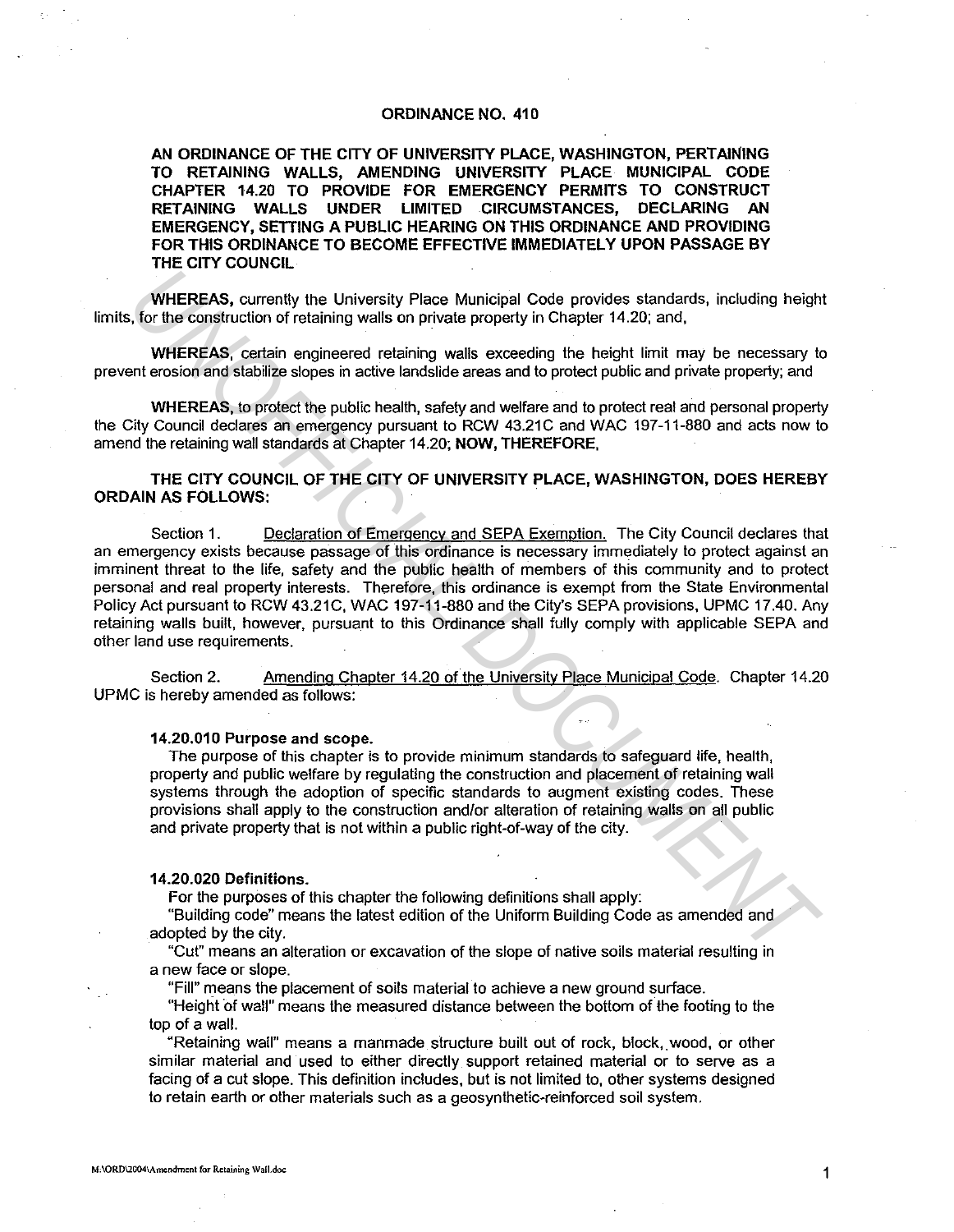# ORDINANCE NO. 410

**AN ORDINANCE OF THE CITY OF UNIVERSITY PLACE, WASHINGTON, PERTAINING TO RETAINING WALLS, AMENDING UNIVERSITY PLACE MUNICIPAL CODE CHAPTER 14.20 TO PROVIDE FOR EMERGENCY PERMITS TO CONSTRUCT RETAINING WALLS UNDER LIMITED CIRCUMSTANCES, DECLARING AN EMERGENCY, SETTING A PUBLIC HEARING ON THIS ORDINANCE AND PROVIDING FOR THIS ORDINANCE TO BECOME EFFECTIVE IMMEDIATELY UPON PASSAGE BY THE CITY COUNCIL**

**WHEREAS,** currently the University Place Municipal Code provides standards, including height limits, for the construction of retaining walls on private property in Chapter 14.20; and,

**WHEREAS,** certain engineered retaining walls exceeding the height limit may be necessary to prevent erosion and stabilize slopes in active landslide areas and to protect public and private property; and

**WHEREAS,** to protect the public health, safety and welfare and to protect real and personal property the City Council declares an emergency pursuant to RCW 43.21C and WAC 197-11-880 and acts now to amend the retaining wall standards at Chapter 14.20; **NOW, THEREFORE,**

**THE CITY COUNCIL OF THE CITY OF UNIVERSITY PLACE, WASHINGTON, DOES HEREBY ORDAIN AS FOLLOWS:**

Section 1. Declaration of Emergency and SEPA Exemption. The City Council declares that an emergency exists because passage of this ordinance is necessary immediately to protect against an imminent threat to the life, safety and the public health of members of this community and to protect personal and real property interests. Therefore, this ordinance is exempt from the State Environmental Policy Act pursuant to RCW 43.21C, WAC 197-11-880 and the City's SEPA provisions, UPMC 17.40. Any retaining walls built, however, pursuant to this Ordinance shall fully comply with applicable SEPA and other land use requirements.

Section 2. Amending Chapter 14.20 of the University Place Municipal Code. Chapter 14.20 UPMC is hereby amended as follows:

**14.20.010 Purpose and scope.**

The purpose of this chapter is to provide minimum standards to safeguard life, health, property and public welfare by regulating the construction and placement of retaining wall systems through the adoption of specific standards to augment existing codes. These provisions shall apply to the construction and/or alteration of retaining walls on all public and private property that is not within a public right-of-way of the city.

**14.20.020 Definitions.**

For the purposes of this chapter the following definitions shall apply:

"Building code" means the latest edition of the Uniform Building Code as amended and adopted by the city.

"Cut" means an alteration or excavation of the slope of native soils material resulting in a new face or slope.

"Fill" means the placement of soils material to achieve a new ground surface.

"Height of wall" means the measured distance between the bottom of the footing to the top of a wall.

"Retaining wall" means a manmade structure built out of rock, block, wood, or other similar material and used to either directly support retained material or to serve as a facing of a cut slope. This definition includes, but is not limited to, other systems designed to retain earth or other materials such as a geosynthetic-reinforced soil system.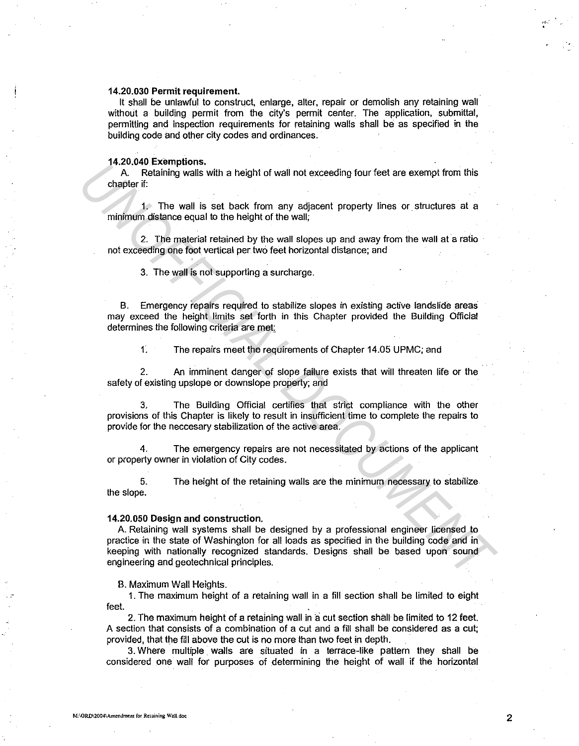**14.20.030 Permit requirement.**

It shall be unlawful to construct, enlarge, alter, repair or demolish any retaining wall without a building permit from the city's permit center. The application, submittal, permitting and inspection requirements for retaining walls shall be as specified in the building code and other city codes and ordinances.

**14.20.040 Exemptions.**

A. Retaining walls with a height of wall not exceeding four feet are exempt from this chapter if:

1. The wall is set back from any adjacent property lines or structures at a minimum distance equal to the height of the wall;

2. The material retained by the wall slopes up and away from the wall at a ratio not exceeding one foot vertical per two feet horizontal distance; and

3. The wall is not supporting a surcharge.

B. Emergency repairs required to stabilize slopes in existing active landslide areas may exceed the height limits set forth in this Chapter provided the Building Official determines the following criteria are met:

1. The repairs meet the requirements of Chapter 14.05 UPMC; and

2. An imminent danger of slope failure exists that will threaten life or the safety of existing upslope or downslope property; and

3. The Building Official certifies that strict compliance with the other provisions of this Chapter is likely to result in insufficient time to complete the repairs to provide for the neccesary stabilization of the active area.

4. The emergency repairs are not necessitated by actions of the applicant or property owner in violation of City codes.

5. The height of the retaining walls are the minimum necessary to stabilize the slope.

**14.20.050 Design and construction.**

A. Retaining wall systems shall be designed by a professional engineer licensed to practice in the state of Washington for all loads as specified in the building code and in keeping with nationally recognized standards. Designs shall be based upon sound engineering and geotechnical principles.

B. Maximum Wall Heights.

1. The maximum height of a retaining wall in a fill section shall be limited to eight feet.

2. The maximum height of a retaining wall in a cut section shall be limited to 12 feet. A section that consists of a combination of a cut and a fill shall be considered as a cut; provided, that the fill above the cut is no more than two feet in depth.

3. Where multiple walls are situated in a terrace-like pattern they shall be considered one wall for purposes of determining the height of wall if the horizontal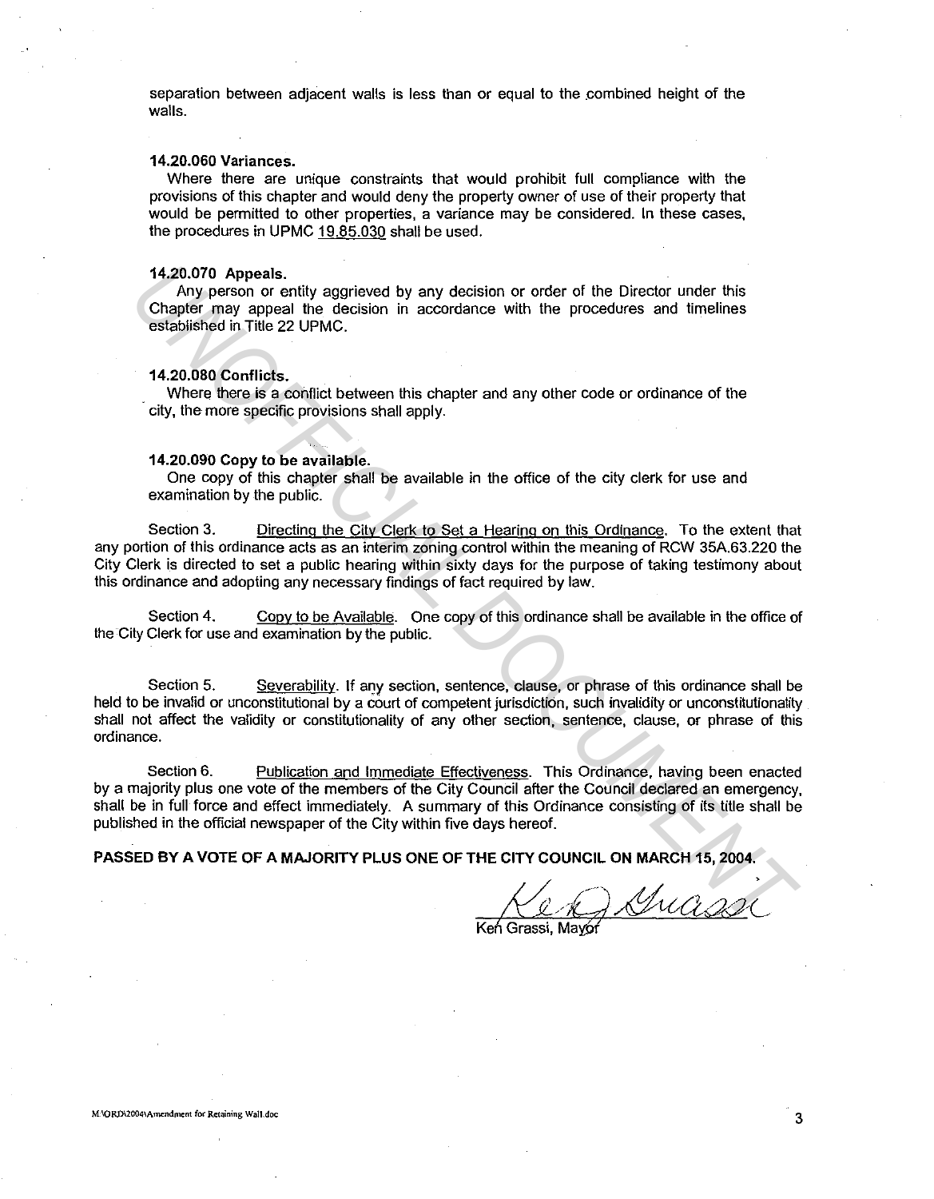separation between adjacent walls is less than or equal to the combined height of the walls.

**14.20.060 Variances.**

Where there are unique constraints that would prohibit full compliance with the provisions of this chapter and would deny the property owner of use of their property that would be permitted to other properties, a variance may be considered. In these cases, the procedures in UPMC 19.85.030 shall be used.

**14.20.070 Appeals.**

Any person or entity aggrieved by any decision or order of the Director under this Chapter may appeal the decision in accordance with the procedures and timelines established in Title 22 UPMC.

**14.20.080 Conflicts.**

Where there is a conflict between this chapter and any other code or ordinance of the city, the more specific provisions shall apply.

**14.20.090 Copy to be available.**

One copy of this chapter shall be available in the office of the city clerk for use and examination by the public.

Section 3. Directing the City Clerk to Set a Hearing on this Ordinance. To the extent that any portion of this ordinance acts as an interim zoning control within the meaning of RCW 35A.63.220 the City Clerk is directed to set a public hearing within sixty days for the purpose of taking testimony about this ordinance and adopting any necessary findings of fact required by law.

Section 4. Copy to be Available. One copy of this ordinance shall be available in the office of the City Clerk for use and examination by the public.

Section 5. Severability. If any section, sentence, clause, or phrase of this ordinance shall be held to be invalid or unconstitutional by a court of competent jurisdiction, such invalidity or unconstitutionality shall not affect the validity or constitutionality of any other section, sentence, clause, or phrase of this ordinance.

Section 6. Publication and Immediate Effectiveness. This Ordinance, having been enacted by a majority plus one vote of the members of the City Council after the Council declared an emergency, shall be in full force and effect immediately. A summary of this Ordinance consisting of its title shall be published in the official newspaper of the City within five days hereof.

**PASSED BY A VOTE OF A MAJORITY PLUS ONE OF THE CITY COUNCIL ON MARCH 15, 2004.**

Ken Grassi, Mayor

M:\ORD\2004\Amendment for Retaining Wall.doc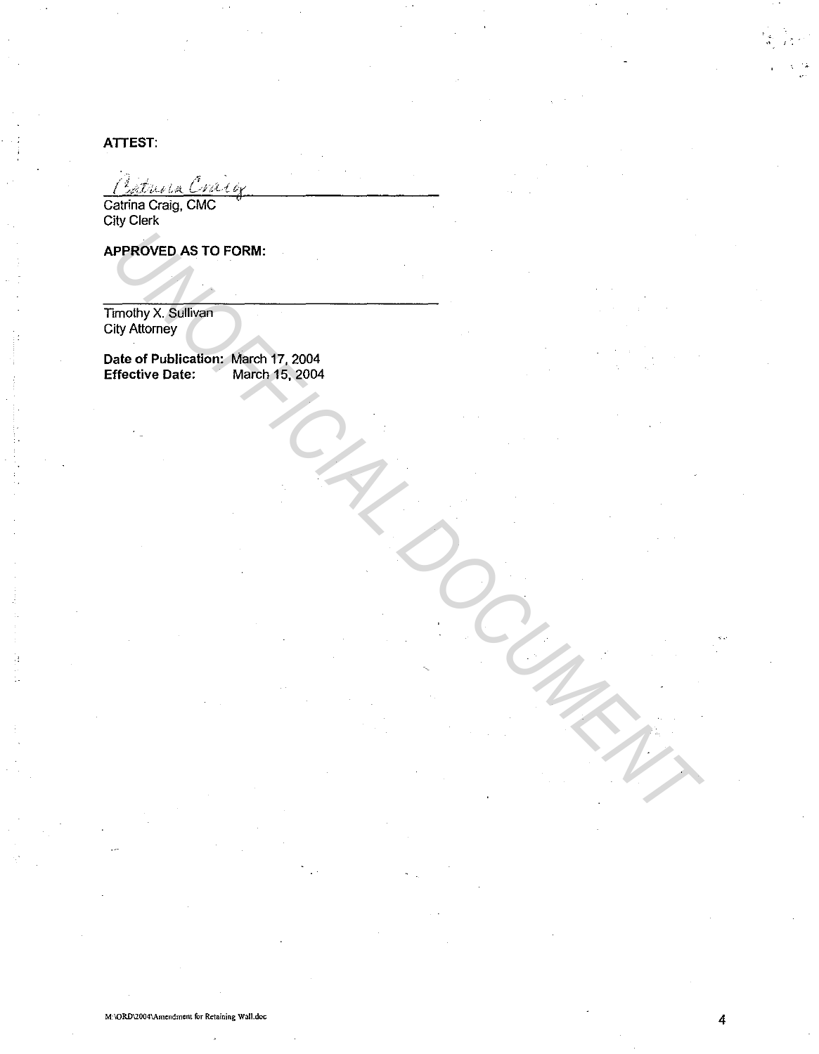**ATTEST:**

Catrina Craig

Catrina Craig, CMC
City Clerk

**APPROVED AS TO FORM:**

Timothy X. Sullivan
City Attorney

**Date of Publication:** March 17, 2004
**Effective Date:** March 15, 2004

UNOFFICIAL DOCUMENT

M:\ORD\2004\Amendment for Retaining Wall.doc